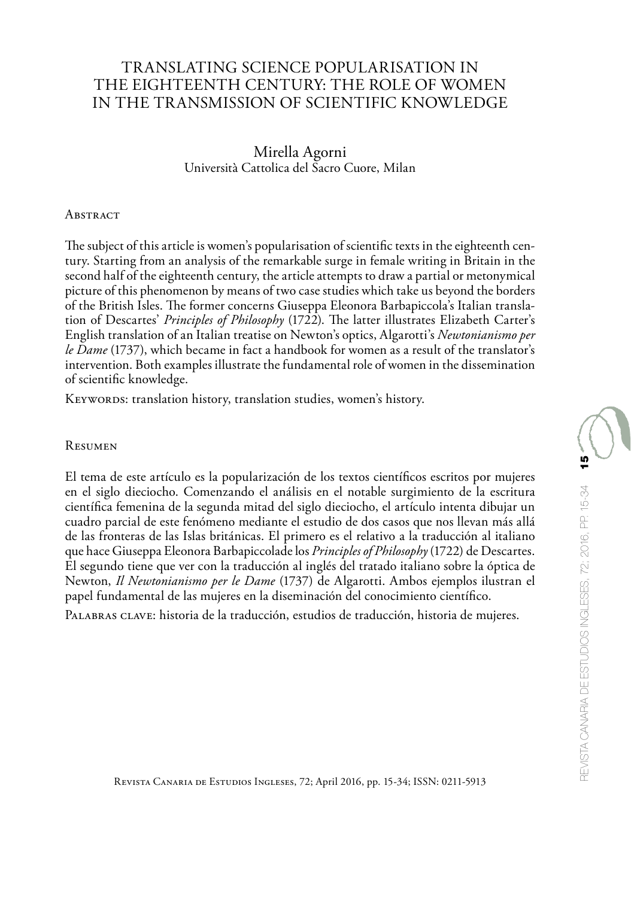# TRANSLATING SCIENCE POPULARISATION IN THE EIGHTEENTH CENTURY: THE ROLE OF WOMEN IN THE TRANSMISSION OF SCIENTIFIC KNOWLEDGE

Mirella Agorni
Università Cattolica del Sacro Cuore, Milan

## Abstract

The subject of this article is women's popularisation of scientific texts in the eighteenth century. Starting from an analysis of the remarkable surge in female writing in Britain in the second half of the eighteenth century, the article attempts to draw a partial or metonymical picture of this phenomenon by means of two case studies which take us beyond the borders of the British Isles. The former concerns Giuseppa Eleonora Barbapiccola's Italian translation of Descartes' *Principles of Philosophy* (1722). The latter illustrates Elizabeth Carter's English translation of an Italian treatise on Newton's optics, Algarotti's *Newtonianismo per le Dame* (1737), which became in fact a handbook for women as a result of the translator's intervention. Both examples illustrate the fundamental role of women in the dissemination of scientific knowledge.

Keywords: translation history, translation studies, women's history.

## Resumen

El tema de este artículo es la popularización de los textos científicos escritos por mujeres en el siglo dieciocho. Comenzando el análisis en el notable surgimiento de la escritura científica femenina de la segunda mitad del siglo dieciocho, el artículo intenta dibujar un cuadro parcial de este fenómeno mediante el estudio de dos casos que nos llevan más allá de las fronteras de las Islas británicas. El primero es el relativo a la traducción al italiano que hace Giuseppa Eleonora Barbapiccolade los *Principles of Philosophy* (1722) de Descartes. El segundo tiene que ver con la traducción al inglés del tratado italiano sobre la óptica de Newton, *Il Newtonianismo per le Dame* (1737) de Algarotti. Ambos ejemplos ilustran el papel fundamental de las mujeres en la diseminación del conocimiento científico.

Palabras clave: historia de la traducción, estudios de traducción, historia de mujeres.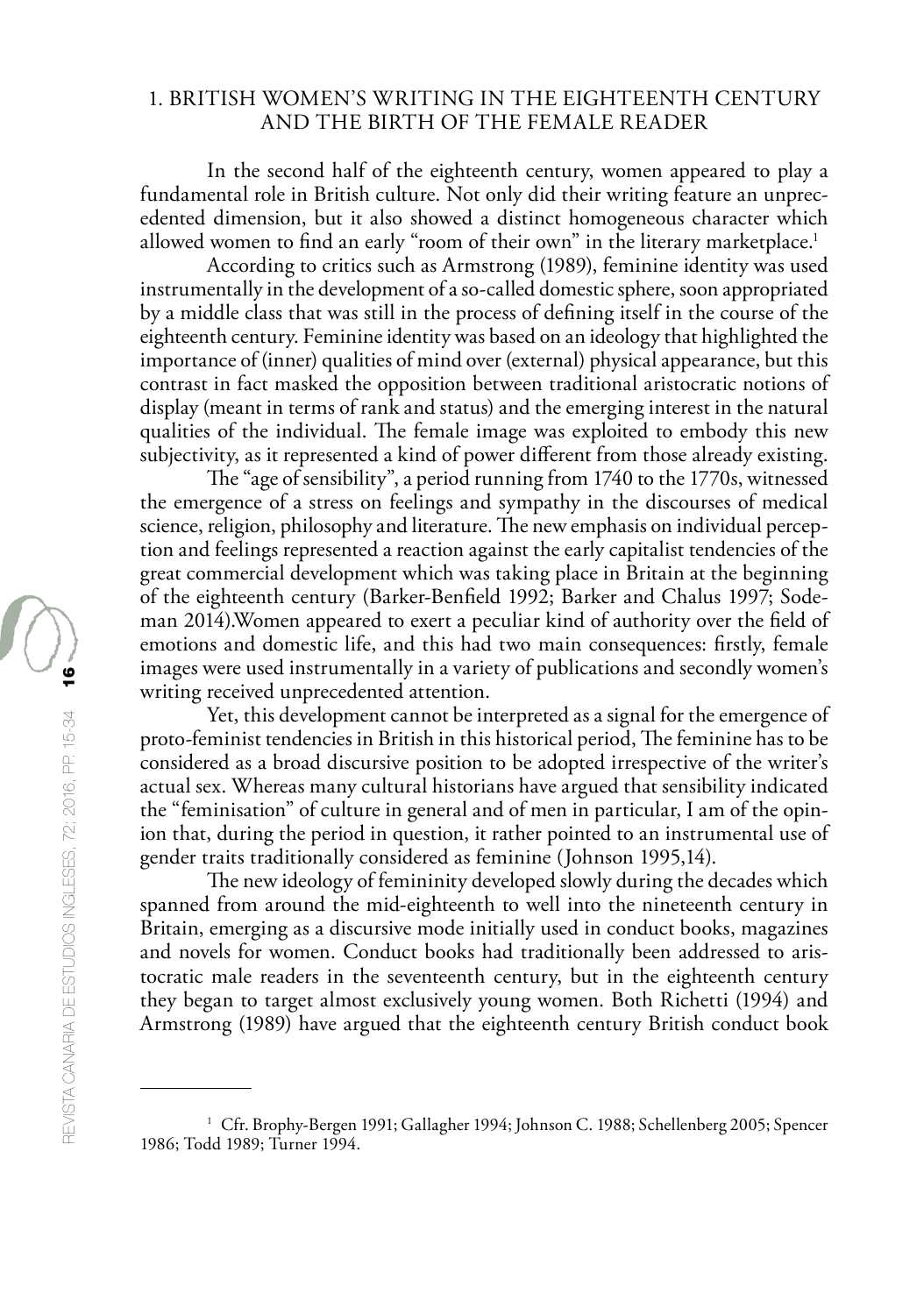## 1. BRITISH WOMEN'S WRITING IN THE EIGHTEENTH CENTURY AND THE BIRTH OF THE FEMALE READER

In the second half of the eighteenth century, women appeared to play a fundamental role in British culture. Not only did their writing feature an unprecedented dimension, but it also showed a distinct homogeneous character which allowed women to find an early "room of their own" in the literary marketplace.[1]

According to critics such as Armstrong (1989), feminine identity was used instrumentally in the development of a so-called domestic sphere, soon appropriated by a middle class that was still in the process of defining itself in the course of the eighteenth century. Feminine identity was based on an ideology that highlighted the importance of (inner) qualities of mind over (external) physical appearance, but this contrast in fact masked the opposition between traditional aristocratic notions of display (meant in terms of rank and status) and the emerging interest in the natural qualities of the individual. The female image was exploited to embody this new subjectivity, as it represented a kind of power different from those already existing.

The "age of sensibility", a period running from 1740 to the 1770s, witnessed the emergence of a stress on feelings and sympathy in the discourses of medical science, religion, philosophy and literature. The new emphasis on individual perception and feelings represented a reaction against the early capitalist tendencies of the great commercial development which was taking place in Britain at the beginning of the eighteenth century (Barker-Benfield 1992; Barker and Chalus 1997; Sodeman 2014).Women appeared to exert a peculiar kind of authority over the field of emotions and domestic life, and this had two main consequences: firstly, female images were used instrumentally in a variety of publications and secondly women's writing received unprecedented attention.

Yet, this development cannot be interpreted as a signal for the emergence of proto-feminist tendencies in British in this historical period, The feminine has to be considered as a broad discursive position to be adopted irrespective of the writer's actual sex. Whereas many cultural historians have argued that sensibility indicated the "feminisation" of culture in general and of men in particular, I am of the opinion that, during the period in question, it rather pointed to an instrumental use of gender traits traditionally considered as feminine (Johnson 1995,14).

The new ideology of femininity developed slowly during the decades which spanned from around the mid-eighteenth to well into the nineteenth century in Britain, emerging as a discursive mode initially used in conduct books, magazines and novels for women. Conduct books had traditionally been addressed to aristocratic male readers in the seventeenth century, but in the eighteenth century they began to target almost exclusively young women. Both Richetti (1994) and Armstrong (1989) have argued that the eighteenth century British conduct book

---

[1] Cfr. Brophy-Bergen 1991; Gallagher 1994; Johnson C. 1988; Schellenberg 2005; Spencer 1986; Todd 1989; Turner 1994.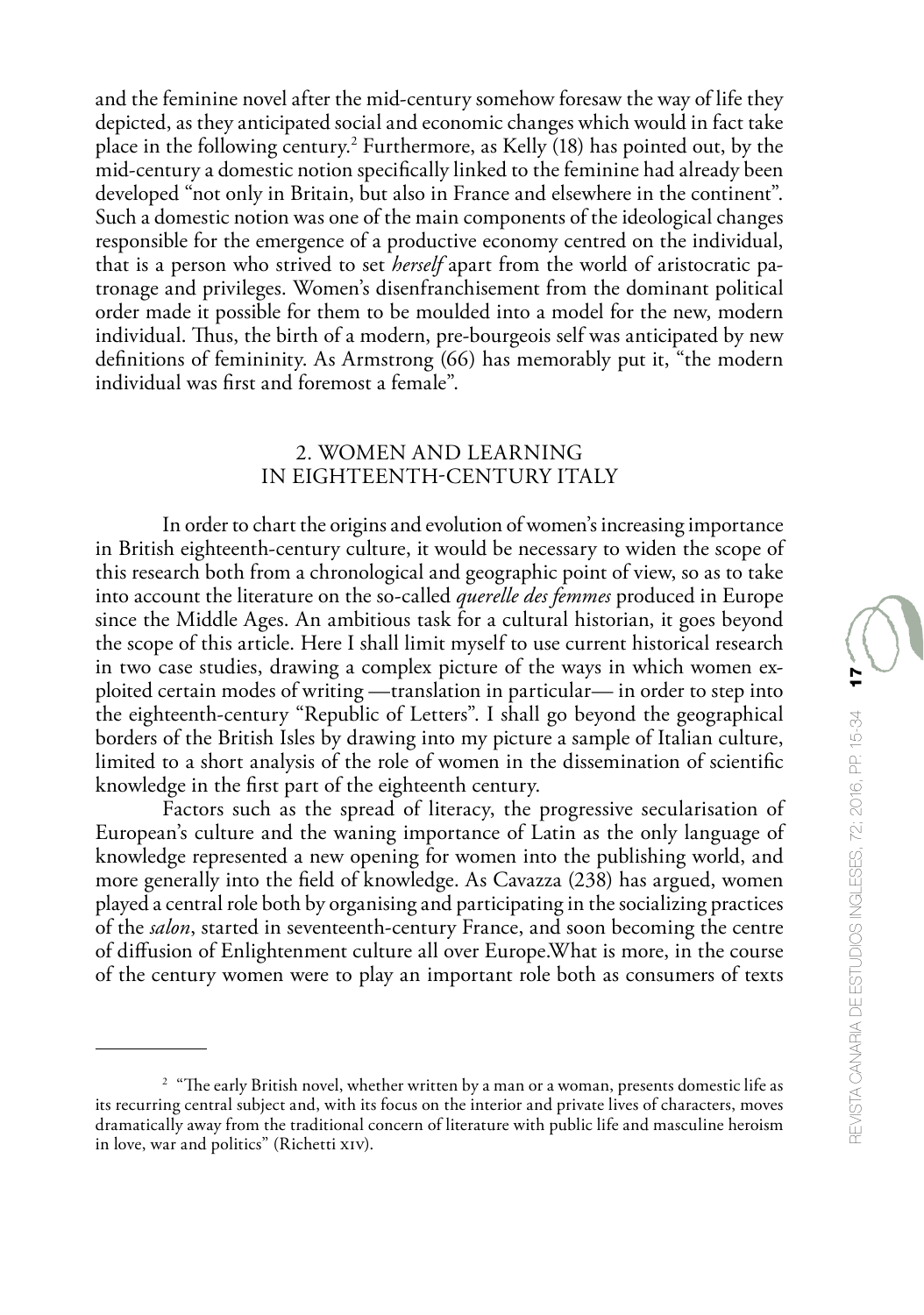and the feminine novel after the mid-century somehow foresaw the way of life they depicted, as they anticipated social and economic changes which would in fact take place in the following century.[2] Furthermore, as Kelly (18) has pointed out, by the mid-century a domestic notion specifically linked to the feminine had already been developed "not only in Britain, but also in France and elsewhere in the continent". Such a domestic notion was one of the main components of the ideological changes responsible for the emergence of a productive economy centred on the individual, that is a person who strived to set *herself* apart from the world of aristocratic patronage and privileges. Women's disenfranchisement from the dominant political order made it possible for them to be moulded into a model for the new, modern individual. Thus, the birth of a modern, pre-bourgeois self was anticipated by new definitions of femininity. As Armstrong (66) has memorably put it, "the modern individual was first and foremost a female".

## 2. WOMEN AND LEARNING IN EIGHTEENTH-CENTURY ITALY

In order to chart the origins and evolution of women's increasing importance in British eighteenth-century culture, it would be necessary to widen the scope of this research both from a chronological and geographic point of view, so as to take into account the literature on the so-called *querelle des femmes* produced in Europe since the Middle Ages. An ambitious task for a cultural historian, it goes beyond the scope of this article. Here I shall limit myself to use current historical research in two case studies, drawing a complex picture of the ways in which women exploited certain modes of writing —translation in particular— in order to step into the eighteenth-century "Republic of Letters". I shall go beyond the geographical borders of the British Isles by drawing into my picture a sample of Italian culture, limited to a short analysis of the role of women in the dissemination of scientific knowledge in the first part of the eighteenth century.

Factors such as the spread of literacy, the progressive secularisation of European's culture and the waning importance of Latin as the only language of knowledge represented a new opening for women into the publishing world, and more generally into the field of knowledge. As Cavazza (238) has argued, women played a central role both by organising and participating in the socializing practices of the *salon*, started in seventeenth-century France, and soon becoming the centre of diffusion of Enlightenment culture all over Europe.What is more, in the course of the century women were to play an important role both as consumers of texts

[2] "The early British novel, whether written by a man or a woman, presents domestic life as its recurring central subject and, with its focus on the interior and private lives of characters, moves dramatically away from the traditional concern of literature with public life and masculine heroism in love, war and politics" (Richetti XIV).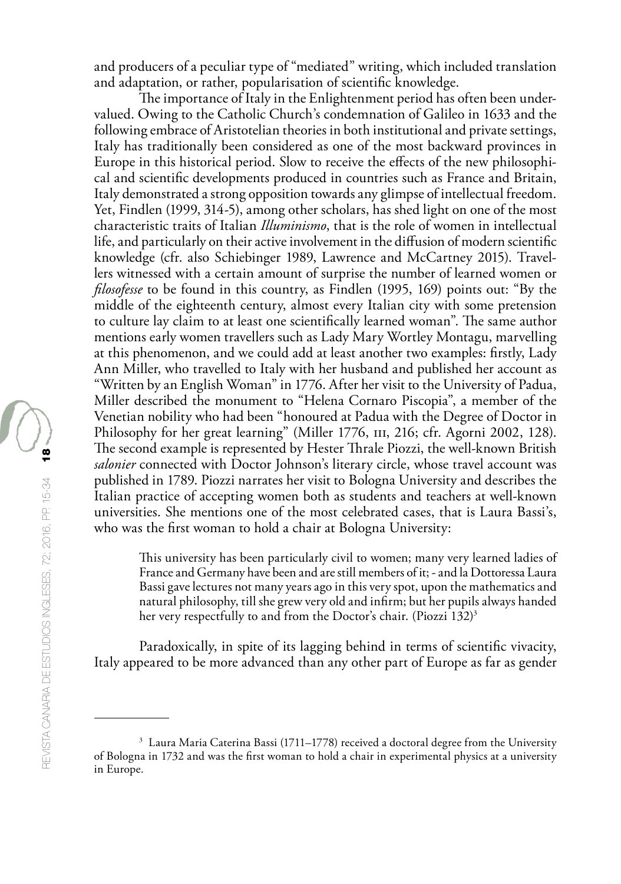and producers of a peculiar type of "mediated" writing, which included translation and adaptation, or rather, popularisation of scientific knowledge.

The importance of Italy in the Enlightenment period has often been undervalued. Owing to the Catholic Church's condemnation of Galileo in 1633 and the following embrace of Aristotelian theories in both institutional and private settings, Italy has traditionally been considered as one of the most backward provinces in Europe in this historical period. Slow to receive the effects of the new philosophical and scientific developments produced in countries such as France and Britain, Italy demonstrated a strong opposition towards any glimpse of intellectual freedom. Yet, Findlen (1999, 314-5), among other scholars, has shed light on one of the most characteristic traits of Italian *Illuminismo*, that is the role of women in intellectual life, and particularly on their active involvement in the diffusion of modern scientific knowledge (cfr. also Schiebinger 1989, Lawrence and McCartney 2015). Travellers witnessed with a certain amount of surprise the number of learned women or *filosofesse* to be found in this country, as Findlen (1995, 169) points out: "By the middle of the eighteenth century, almost every Italian city with some pretension to culture lay claim to at least one scientifically learned woman". The same author mentions early women travellers such as Lady Mary Wortley Montagu, marvelling at this phenomenon, and we could add at least another two examples: firstly, Lady Ann Miller, who travelled to Italy with her husband and published her account as "Written by an English Woman" in 1776. After her visit to the University of Padua, Miller described the monument to "Helena Cornaro Piscopia", a member of the Venetian nobility who had been "honoured at Padua with the Degree of Doctor in Philosophy for her great learning" (Miller 1776, III, 216; cfr. Agorni 2002, 128). The second example is represented by Hester Thrale Piozzi, the well-known British *salonier* connected with Doctor Johnson's literary circle, whose travel account was published in 1789. Piozzi narrates her visit to Bologna University and describes the Italian practice of accepting women both as students and teachers at well-known universities. She mentions one of the most celebrated cases, that is Laura Bassi's, who was the first woman to hold a chair at Bologna University:

> This university has been particularly civil to women; many very learned ladies of France and Germany have been and are still members of it; - and la Dottoressa Laura Bassi gave lectures not many years ago in this very spot, upon the mathematics and natural philosophy, till she grew very old and infirm; but her pupils always handed her very respectfully to and from the Doctor's chair. (Piozzi 132)[3]

Paradoxically, in spite of its lagging behind in terms of scientific vivacity, Italy appeared to be more advanced than any other part of Europe as far as gender

---

[3] Laura Maria Caterina Bassi (1711–1778) received a doctoral degree from the University of Bologna in 1732 and was the first woman to hold a chair in experimental physics at a university in Europe.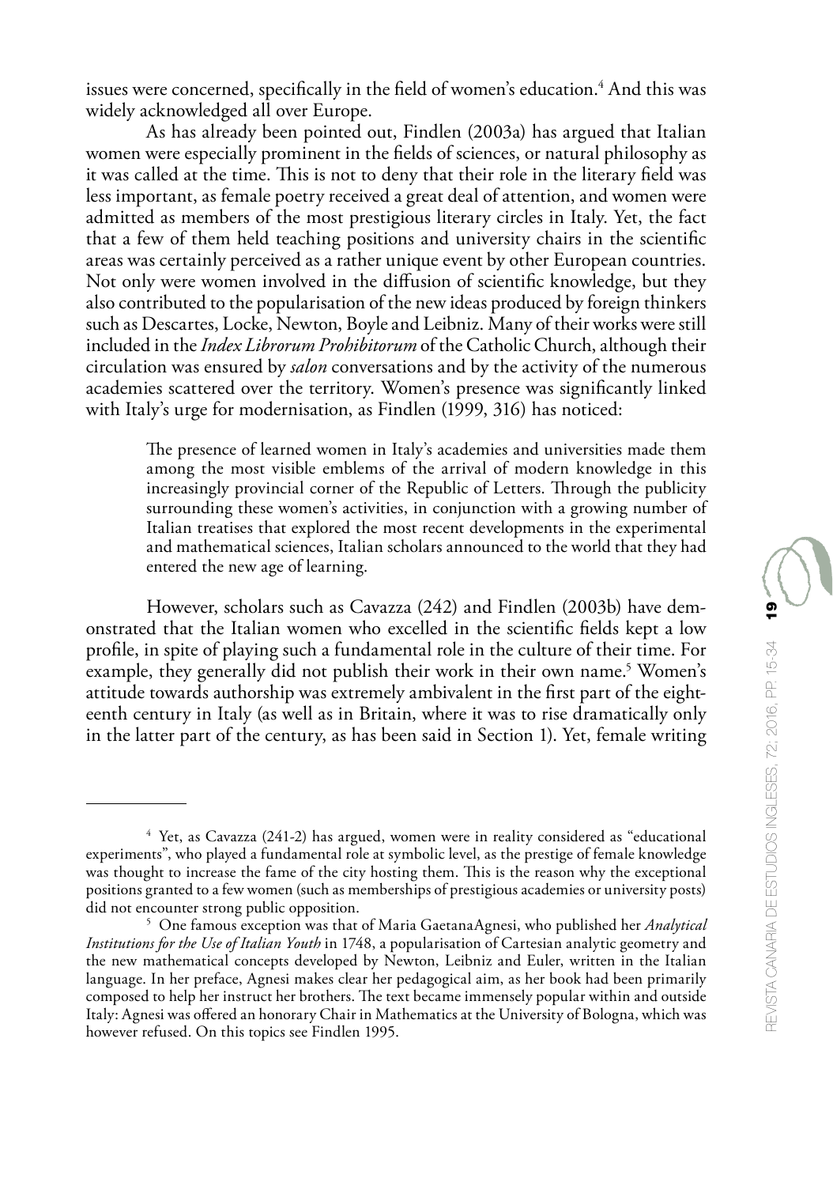issues were concerned, specifically in the field of women's education.[4] And this was widely acknowledged all over Europe.

As has already been pointed out, Findlen (2003a) has argued that Italian women were especially prominent in the fields of sciences, or natural philosophy as it was called at the time. This is not to deny that their role in the literary field was less important, as female poetry received a great deal of attention, and women were admitted as members of the most prestigious literary circles in Italy. Yet, the fact that a few of them held teaching positions and university chairs in the scientific areas was certainly perceived as a rather unique event by other European countries. Not only were women involved in the diffusion of scientific knowledge, but they also contributed to the popularisation of the new ideas produced by foreign thinkers such as Descartes, Locke, Newton, Boyle and Leibniz. Many of their works were still included in the *Index Librorum Prohibitorum* of the Catholic Church, although their circulation was ensured by *salon* conversations and by the activity of the numerous academies scattered over the territory. Women's presence was significantly linked with Italy's urge for modernisation, as Findlen (1999, 316) has noticed:

> The presence of learned women in Italy's academies and universities made them among the most visible emblems of the arrival of modern knowledge in this increasingly provincial corner of the Republic of Letters. Through the publicity surrounding these women's activities, in conjunction with a growing number of Italian treatises that explored the most recent developments in the experimental and mathematical sciences, Italian scholars announced to the world that they had entered the new age of learning.

However, scholars such as Cavazza (242) and Findlen (2003b) have demonstrated that the Italian women who excelled in the scientific fields kept a low profile, in spite of playing such a fundamental role in the culture of their time. For example, they generally did not publish their work in their own name.[5] Women's attitude towards authorship was extremely ambivalent in the first part of the eighteenth century in Italy (as well as in Britain, where it was to rise dramatically only in the latter part of the century, as has been said in Section 1). Yet, female writing

---

[4] Yet, as Cavazza (241-2) has argued, women were in reality considered as "educational experiments", who played a fundamental role at symbolic level, as the prestige of female knowledge was thought to increase the fame of the city hosting them. This is the reason why the exceptional positions granted to a few women (such as memberships of prestigious academies or university posts) did not encounter strong public opposition.

[5] One famous exception was that of Maria GaetanaAgnesi, who published her *Analytical Institutions for the Use of Italian Youth* in 1748, a popularisation of Cartesian analytic geometry and the new mathematical concepts developed by Newton, Leibniz and Euler, written in the Italian language. In her preface, Agnesi makes clear her pedagogical aim, as her book had been primarily composed to help her instruct her brothers. The text became immensely popular within and outside Italy: Agnesi was offered an honorary Chair in Mathematics at the University of Bologna, which was however refused. On this topics see Findlen 1995.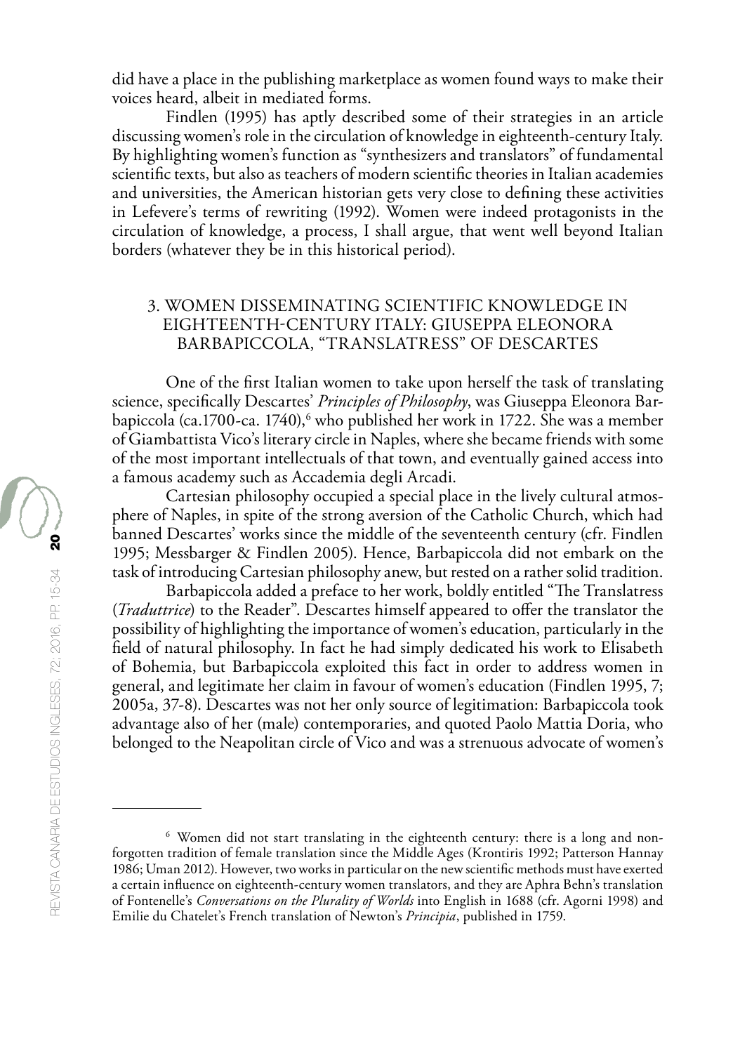did have a place in the publishing marketplace as women found ways to make their voices heard, albeit in mediated forms.

Findlen (1995) has aptly described some of their strategies in an article discussing women's role in the circulation of knowledge in eighteenth-century Italy. By highlighting women's function as "synthesizers and translators" of fundamental scientific texts, but also as teachers of modern scientific theories in Italian academies and universities, the American historian gets very close to defining these activities in Lefevere's terms of rewriting (1992). Women were indeed protagonists in the circulation of knowledge, a process, I shall argue, that went well beyond Italian borders (whatever they be in this historical period).

## 3. WOMEN DISSEMINATING SCIENTIFIC KNOWLEDGE IN EIGHTEENTH-CENTURY ITALY: GIUSEPPA ELEONORA BARBAPICCOLA, "TRANSLATRESS" OF DESCARTES

One of the first Italian women to take upon herself the task of translating science, specifically Descartes' *Principles of Philosophy*, was Giuseppa Eleonora Barbapiccola (ca.1700-ca. 1740),[6] who published her work in 1722. She was a member of Giambattista Vico's literary circle in Naples, where she became friends with some of the most important intellectuals of that town, and eventually gained access into a famous academy such as Accademia degli Arcadi.

Cartesian philosophy occupied a special place in the lively cultural atmosphere of Naples, in spite of the strong aversion of the Catholic Church, which had banned Descartes' works since the middle of the seventeenth century (cfr. Findlen 1995; Messbarger & Findlen 2005). Hence, Barbapiccola did not embark on the task of introducing Cartesian philosophy anew, but rested on a rather solid tradition.

Barbapiccola added a preface to her work, boldly entitled "The Translatress (*Traduttrice*) to the Reader". Descartes himself appeared to offer the translator the possibility of highlighting the importance of women's education, particularly in the field of natural philosophy. In fact he had simply dedicated his work to Elisabeth of Bohemia, but Barbapiccola exploited this fact in order to address women in general, and legitimate her claim in favour of women's education (Findlen 1995, 7; 2005a, 37-8). Descartes was not her only source of legitimation: Barbapiccola took advantage also of her (male) contemporaries, and quoted Paolo Mattia Doria, who belonged to the Neapolitan circle of Vico and was a strenuous advocate of women's

---

[6] Women did not start translating in the eighteenth century: there is a long and non-forgotten tradition of female translation since the Middle Ages (Krontiris 1992; Patterson Hannay 1986; Uman 2012). However, two works in particular on the new scientific methods must have exerted a certain influence on eighteenth-century women translators, and they are Aphra Behn's translation of Fontenelle's *Conversations on the Plurality of Worlds* into English in 1688 (cfr. Agorni 1998) and Emilie du Chatelet's French translation of Newton's *Principia*, published in 1759.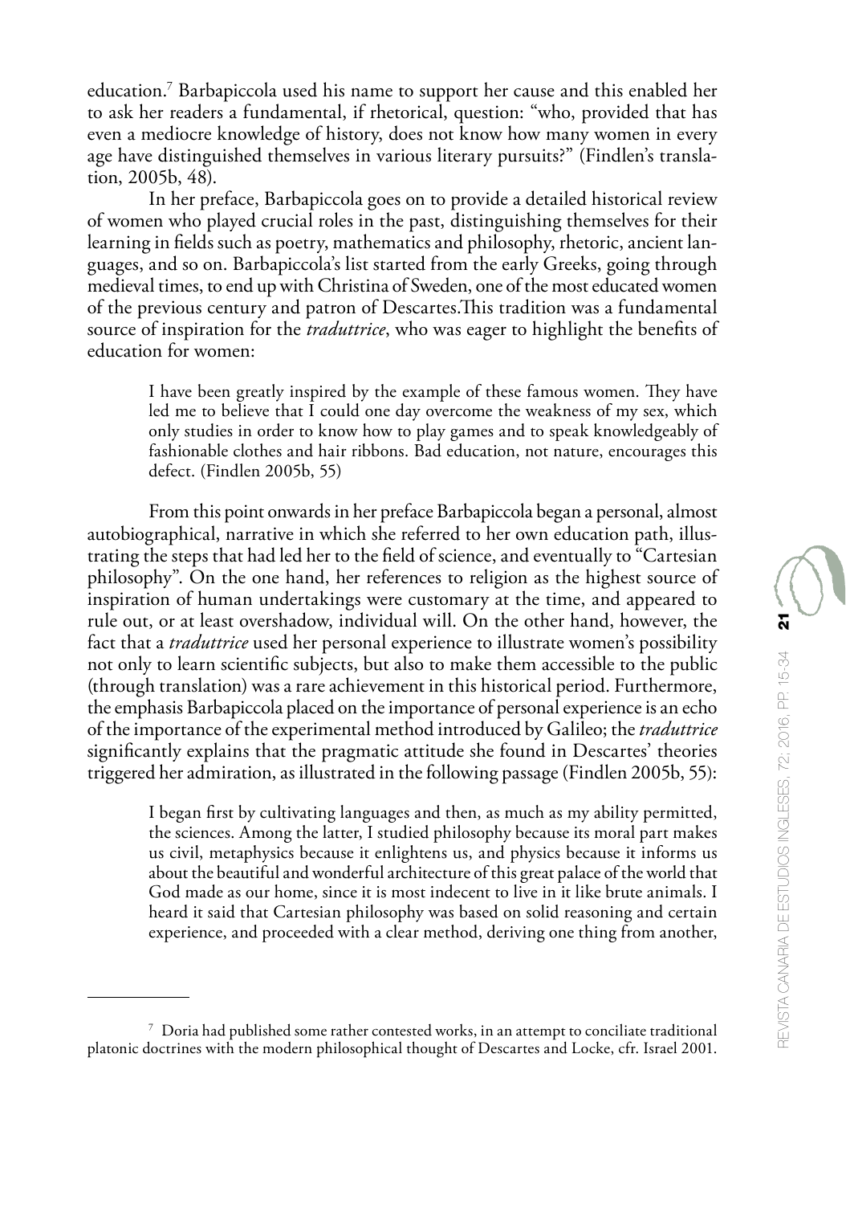education.[7] Barbapiccola used his name to support her cause and this enabled her to ask her readers a fundamental, if rhetorical, question: "who, provided that has even a mediocre knowledge of history, does not know how many women in every age have distinguished themselves in various literary pursuits?" (Findlen's translation, 2005b, 48).

In her preface, Barbapiccola goes on to provide a detailed historical review of women who played crucial roles in the past, distinguishing themselves for their learning in fields such as poetry, mathematics and philosophy, rhetoric, ancient languages, and so on. Barbapiccola's list started from the early Greeks, going through medieval times, to end up with Christina of Sweden, one of the most educated women of the previous century and patron of Descartes.This tradition was a fundamental source of inspiration for the *traduttrice*, who was eager to highlight the benefits of education for women:

> I have been greatly inspired by the example of these famous women. They have led me to believe that I could one day overcome the weakness of my sex, which only studies in order to know how to play games and to speak knowledgeably of fashionable clothes and hair ribbons. Bad education, not nature, encourages this defect. (Findlen 2005b, 55)

From this point onwards in her preface Barbapiccola began a personal, almost autobiographical, narrative in which she referred to her own education path, illustrating the steps that had led her to the field of science, and eventually to "Cartesian philosophy". On the one hand, her references to religion as the highest source of inspiration of human undertakings were customary at the time, and appeared to rule out, or at least overshadow, individual will. On the other hand, however, the fact that a *traduttrice* used her personal experience to illustrate women's possibility not only to learn scientific subjects, but also to make them accessible to the public (through translation) was a rare achievement in this historical period. Furthermore, the emphasis Barbapiccola placed on the importance of personal experience is an echo of the importance of the experimental method introduced by Galileo; the *traduttrice* significantly explains that the pragmatic attitude she found in Descartes' theories triggered her admiration, as illustrated in the following passage (Findlen 2005b, 55):

> I began first by cultivating languages and then, as much as my ability permitted, the sciences. Among the latter, I studied philosophy because its moral part makes us civil, metaphysics because it enlightens us, and physics because it informs us about the beautiful and wonderful architecture of this great palace of the world that God made as our home, since it is most indecent to live in it like brute animals. I heard it said that Cartesian philosophy was based on solid reasoning and certain experience, and proceeded with a clear method, deriving one thing from another,

---

[7] Doria had published some rather contested works, in an attempt to conciliate traditional platonic doctrines with the modern philosophical thought of Descartes and Locke, cfr. Israel 2001.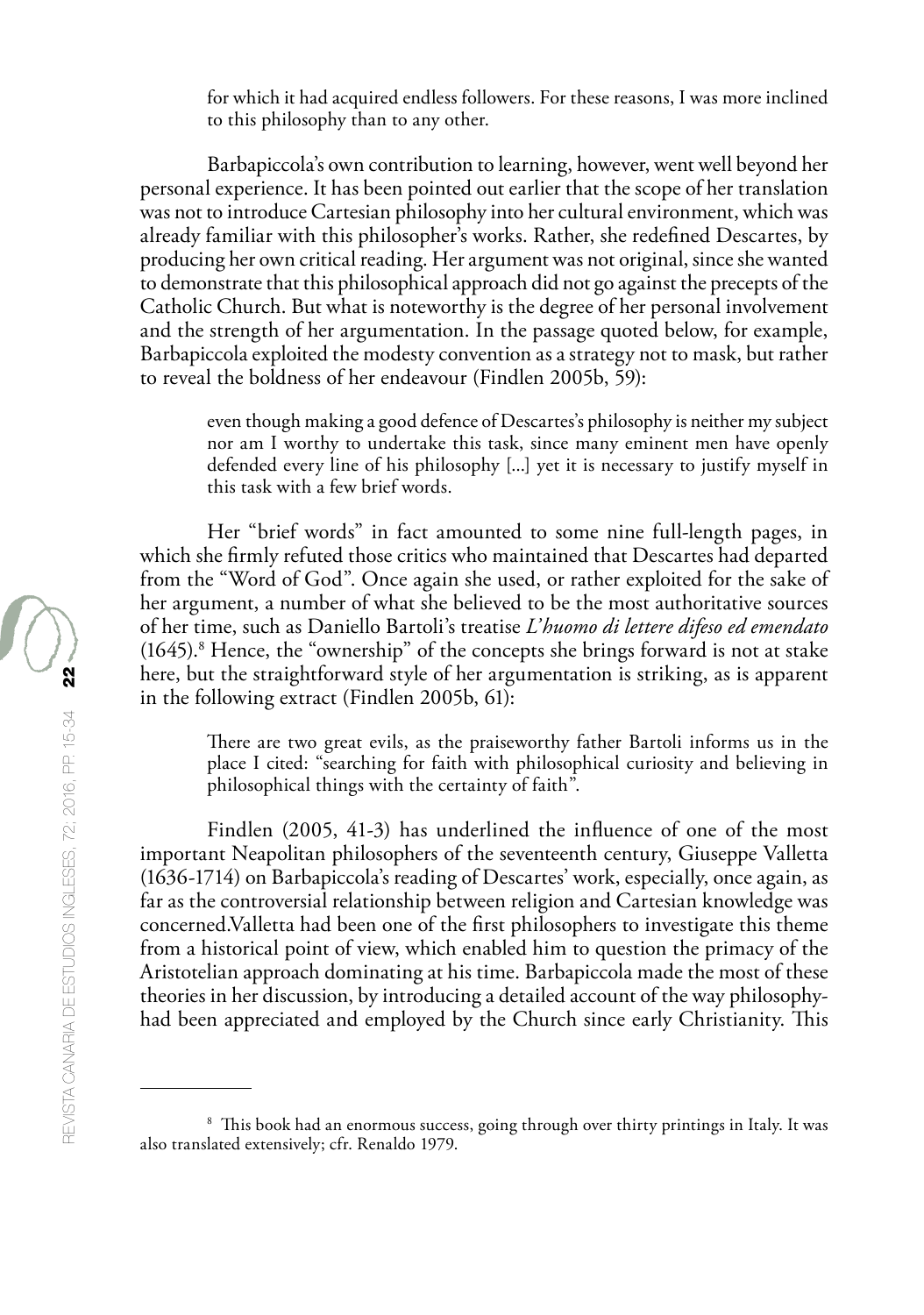for which it had acquired endless followers. For these reasons, I was more inclined to this philosophy than to any other.

Barbapiccola's own contribution to learning, however, went well beyond her personal experience. It has been pointed out earlier that the scope of her translation was not to introduce Cartesian philosophy into her cultural environment, which was already familiar with this philosopher's works. Rather, she redefined Descartes, by producing her own critical reading. Her argument was not original, since she wanted to demonstrate that this philosophical approach did not go against the precepts of the Catholic Church. But what is noteworthy is the degree of her personal involvement and the strength of her argumentation. In the passage quoted below, for example, Barbapiccola exploited the modesty convention as a strategy not to mask, but rather to reveal the boldness of her endeavour (Findlen 2005b, 59):

> even though making a good defence of Descartes's philosophy is neither my subject nor am I worthy to undertake this task, since many eminent men have openly defended every line of his philosophy [...] yet it is necessary to justify myself in this task with a few brief words.

Her "brief words" in fact amounted to some nine full-length pages, in which she firmly refuted those critics who maintained that Descartes had departed from the "Word of God". Once again she used, or rather exploited for the sake of her argument, a number of what she believed to be the most authoritative sources of her time, such as Daniello Bartoli's treatise *L'huomo di lettere difeso ed emendato* (1645).[8] Hence, the "ownership" of the concepts she brings forward is not at stake here, but the straightforward style of her argumentation is striking, as is apparent in the following extract (Findlen 2005b, 61):

> There are two great evils, as the praiseworthy father Bartoli informs us in the place I cited: "searching for faith with philosophical curiosity and believing in philosophical things with the certainty of faith".

Findlen (2005, 41-3) has underlined the influence of one of the most important Neapolitan philosophers of the seventeenth century, Giuseppe Valletta (1636-1714) on Barbapiccola's reading of Descartes' work, especially, once again, as far as the controversial relationship between religion and Cartesian knowledge was concerned.Valletta had been one of the first philosophers to investigate this theme from a historical point of view, which enabled him to question the primacy of the Aristotelian approach dominating at his time. Barbapiccola made the most of these theories in her discussion, by introducing a detailed account of the way philosophyhad been appreciated and employed by the Church since early Christianity. This

[8] This book had an enormous success, going through over thirty printings in Italy. It was also translated extensively; cfr. Renaldo 1979.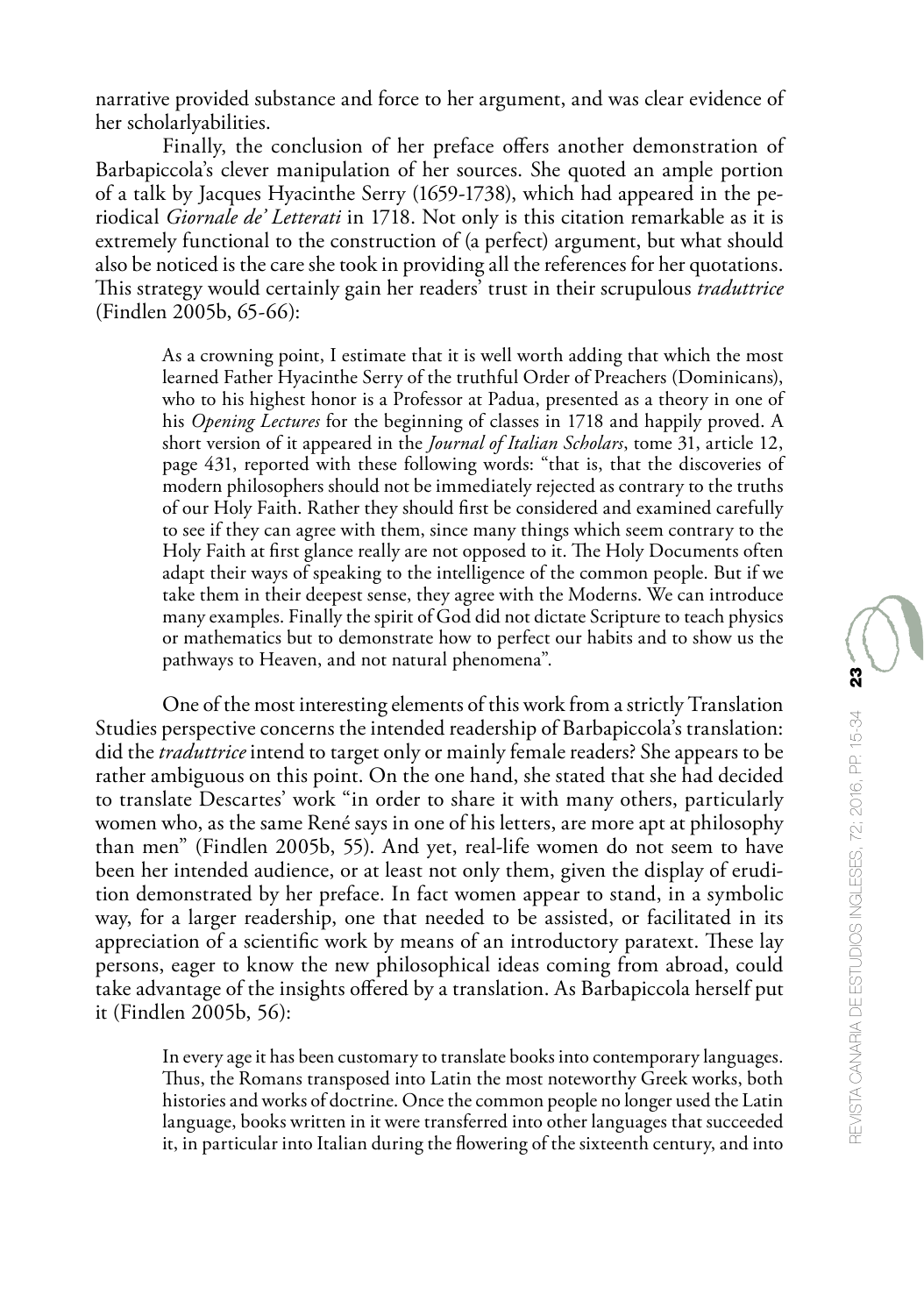narrative provided substance and force to her argument, and was clear evidence of her scholarlyabilities.

Finally, the conclusion of her preface offers another demonstration of Barbapiccola's clever manipulation of her sources. She quoted an ample portion of a talk by Jacques Hyacinthe Serry (1659-1738), which had appeared in the periodical *Giornale de' Letterati* in 1718. Not only is this citation remarkable as it is extremely functional to the construction of (a perfect) argument, but what should also be noticed is the care she took in providing all the references for her quotations. This strategy would certainly gain her readers' trust in their scrupulous *traduttrice* (Findlen 2005b, 65-66):

> As a crowning point, I estimate that it is well worth adding that which the most learned Father Hyacinthe Serry of the truthful Order of Preachers (Dominicans), who to his highest honor is a Professor at Padua, presented as a theory in one of his *Opening Lectures* for the beginning of classes in 1718 and happily proved. A short version of it appeared in the *Journal of Italian Scholars*, tome 31, article 12, page 431, reported with these following words: "that is, that the discoveries of modern philosophers should not be immediately rejected as contrary to the truths of our Holy Faith. Rather they should first be considered and examined carefully to see if they can agree with them, since many things which seem contrary to the Holy Faith at first glance really are not opposed to it. The Holy Documents often adapt their ways of speaking to the intelligence of the common people. But if we take them in their deepest sense, they agree with the Moderns. We can introduce many examples. Finally the spirit of God did not dictate Scripture to teach physics or mathematics but to demonstrate how to perfect our habits and to show us the pathways to Heaven, and not natural phenomena".

One of the most interesting elements of this work from a strictly Translation Studies perspective concerns the intended readership of Barbapiccola's translation: did the *traduttrice* intend to target only or mainly female readers? She appears to be rather ambiguous on this point. On the one hand, she stated that she had decided to translate Descartes' work "in order to share it with many others, particularly women who, as the same René says in one of his letters, are more apt at philosophy than men" (Findlen 2005b, 55). And yet, real-life women do not seem to have been her intended audience, or at least not only them, given the display of erudition demonstrated by her preface. In fact women appear to stand, in a symbolic way, for a larger readership, one that needed to be assisted, or facilitated in its appreciation of a scientific work by means of an introductory paratext. These lay persons, eager to know the new philosophical ideas coming from abroad, could take advantage of the insights offered by a translation. As Barbapiccola herself put it (Findlen 2005b, 56):

> In every age it has been customary to translate books into contemporary languages. Thus, the Romans transposed into Latin the most noteworthy Greek works, both histories and works of doctrine. Once the common people no longer used the Latin language, books written in it were transferred into other languages that succeeded it, in particular into Italian during the flowering of the sixteenth century, and into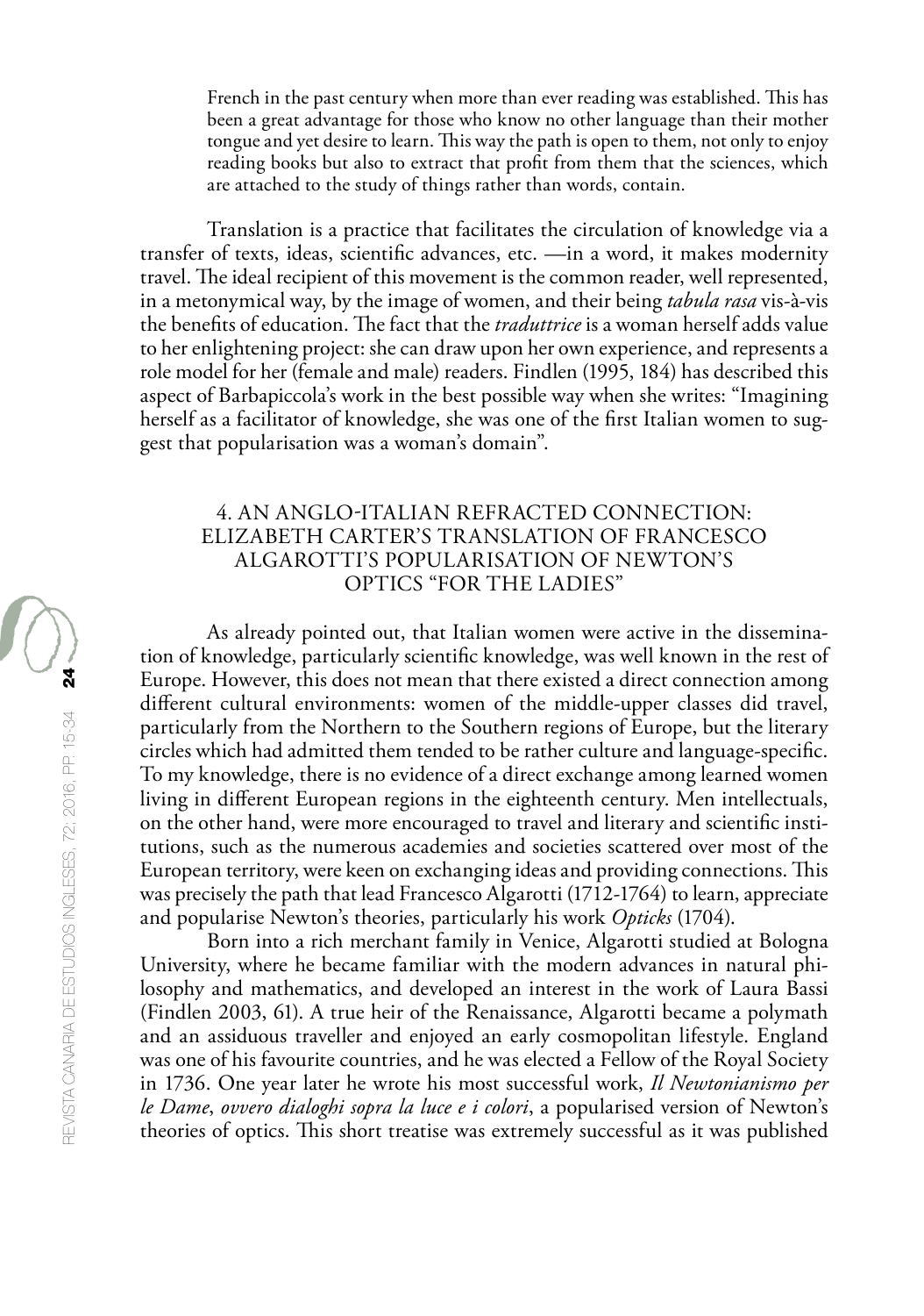French in the past century when more than ever reading was established. This has been a great advantage for those who know no other language than their mother tongue and yet desire to learn. This way the path is open to them, not only to enjoy reading books but also to extract that profit from them that the sciences, which are attached to the study of things rather than words, contain.

Translation is a practice that facilitates the circulation of knowledge via a transfer of texts, ideas, scientific advances, etc. —in a word, it makes modernity travel. The ideal recipient of this movement is the common reader, well represented, in a metonymical way, by the image of women, and their being *tabula rasa* vis-à-vis the benefits of education. The fact that the *traduttrice* is a woman herself adds value to her enlightening project: she can draw upon her own experience, and represents a role model for her (female and male) readers. Findlen (1995, 184) has described this aspect of Barbapiccola's work in the best possible way when she writes: "Imagining herself as a facilitator of knowledge, she was one of the first Italian women to suggest that popularisation was a woman's domain".

## 4. AN ANGLO-ITALIAN REFRACTED CONNECTION: ELIZABETH CARTER'S TRANSLATION OF FRANCESCO ALGAROTTI'S POPULARISATION OF NEWTON'S OPTICS "FOR THE LADIES"

As already pointed out, that Italian women were active in the dissemination of knowledge, particularly scientific knowledge, was well known in the rest of Europe. However, this does not mean that there existed a direct connection among different cultural environments: women of the middle-upper classes did travel, particularly from the Northern to the Southern regions of Europe, but the literary circles which had admitted them tended to be rather culture and language-specific. To my knowledge, there is no evidence of a direct exchange among learned women living in different European regions in the eighteenth century. Men intellectuals, on the other hand, were more encouraged to travel and literary and scientific institutions, such as the numerous academies and societies scattered over most of the European territory, were keen on exchanging ideas and providing connections. This was precisely the path that lead Francesco Algarotti (1712-1764) to learn, appreciate and popularise Newton's theories, particularly his work *Opticks* (1704).

Born into a rich merchant family in Venice, Algarotti studied at Bologna University, where he became familiar with the modern advances in natural philosophy and mathematics, and developed an interest in the work of Laura Bassi (Findlen 2003, 61). A true heir of the Renaissance, Algarotti became a polymath and an assiduous traveller and enjoyed an early cosmopolitan lifestyle. England was one of his favourite countries, and he was elected a Fellow of the Royal Society in 1736. One year later he wrote his most successful work, *Il Newtonianismo per le Dame, ovvero dialoghi sopra la luce e i colori*, a popularised version of Newton's theories of optics. This short treatise was extremely successful as it was published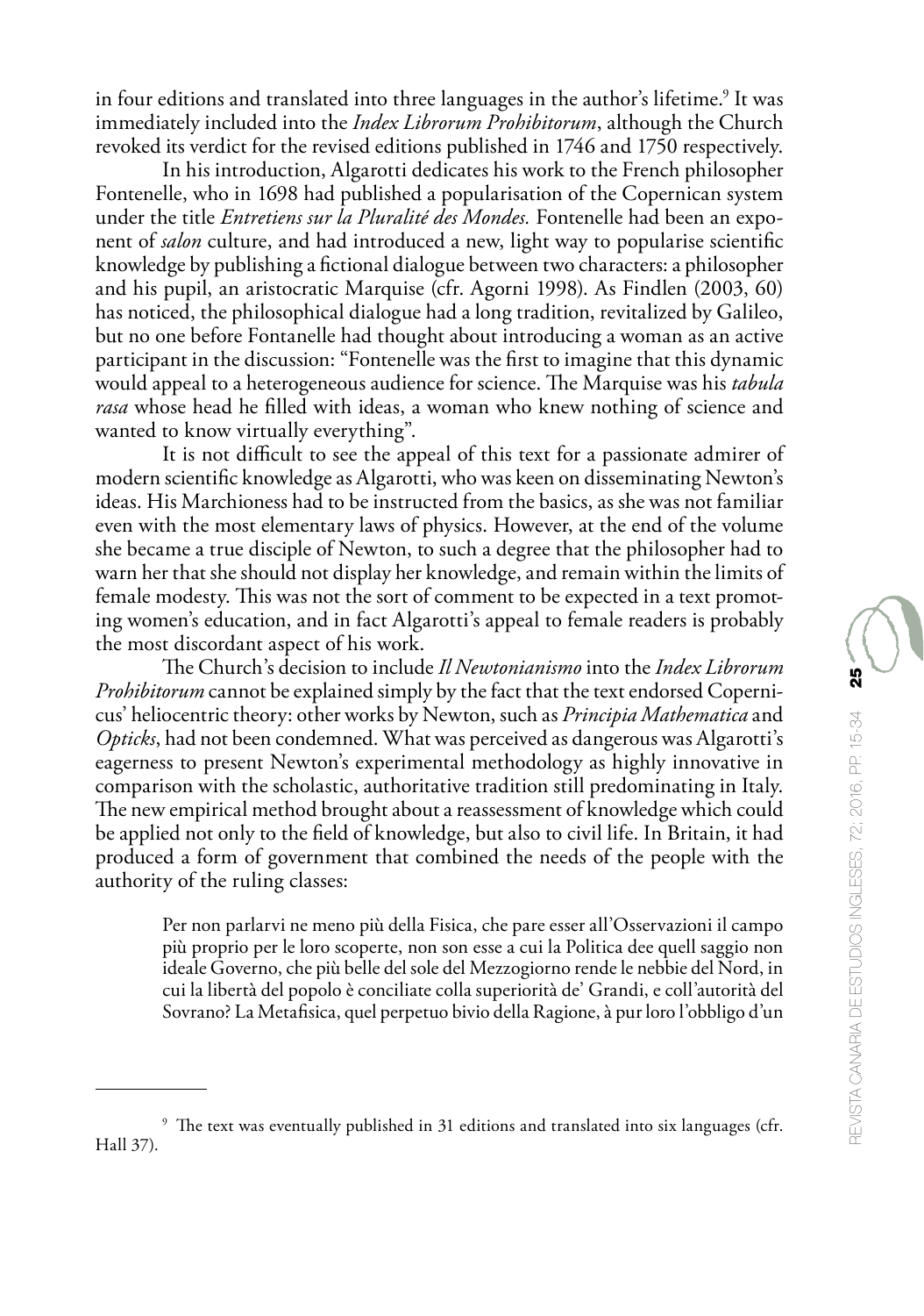in four editions and translated into three languages in the author's lifetime.[9] It was immediately included into the *Index Librorum Prohibitorum*, although the Church revoked its verdict for the revised editions published in 1746 and 1750 respectively.

In his introduction, Algarotti dedicates his work to the French philosopher Fontenelle, who in 1698 had published a popularisation of the Copernican system under the title *Entretiens sur la Pluralité des Mondes.* Fontenelle had been an exponent of *salon* culture, and had introduced a new, light way to popularise scientific knowledge by publishing a fictional dialogue between two characters: a philosopher and his pupil, an aristocratic Marquise (cfr. Agorni 1998). As Findlen (2003, 60) has noticed, the philosophical dialogue had a long tradition, revitalized by Galileo, but no one before Fontanelle had thought about introducing a woman as an active participant in the discussion: "Fontenelle was the first to imagine that this dynamic would appeal to a heterogeneous audience for science. The Marquise was his *tabula rasa* whose head he filled with ideas, a woman who knew nothing of science and wanted to know virtually everything".

It is not difficult to see the appeal of this text for a passionate admirer of modern scientific knowledge as Algarotti, who was keen on disseminating Newton's ideas. His Marchioness had to be instructed from the basics, as she was not familiar even with the most elementary laws of physics. However, at the end of the volume she became a true disciple of Newton, to such a degree that the philosopher had to warn her that she should not display her knowledge, and remain within the limits of female modesty. This was not the sort of comment to be expected in a text promoting women's education, and in fact Algarotti's appeal to female readers is probably the most discordant aspect of his work.

The Church's decision to include *Il Newtonianismo* into the *Index Librorum Prohibitorum* cannot be explained simply by the fact that the text endorsed Copernicus' heliocentric theory: other works by Newton, such as *Principia Mathematica* and *Opticks*, had not been condemned. What was perceived as dangerous was Algarotti's eagerness to present Newton's experimental methodology as highly innovative in comparison with the scholastic, authoritative tradition still predominating in Italy. The new empirical method brought about a reassessment of knowledge which could be applied not only to the field of knowledge, but also to civil life. In Britain, it had produced a form of government that combined the needs of the people with the authority of the ruling classes:

> Per non parlarvi ne meno più della Fisica, che pare esser all'Osservazioni il campo più proprio per le loro scoperte, non son esse a cui la Politica dee quell saggio non ideale Governo, che più belle del sole del Mezzogiorno rende le nebbie del Nord, in cui la libertà del popolo è conciliate colla superiorità de' Grandi, e coll'autorità del Sovrano? La Metafisica, quel perpetuo bivio della Ragione, à pur loro l'obbligo d'un

[9] The text was eventually published in 31 editions and translated into six languages (cfr. Hall 37).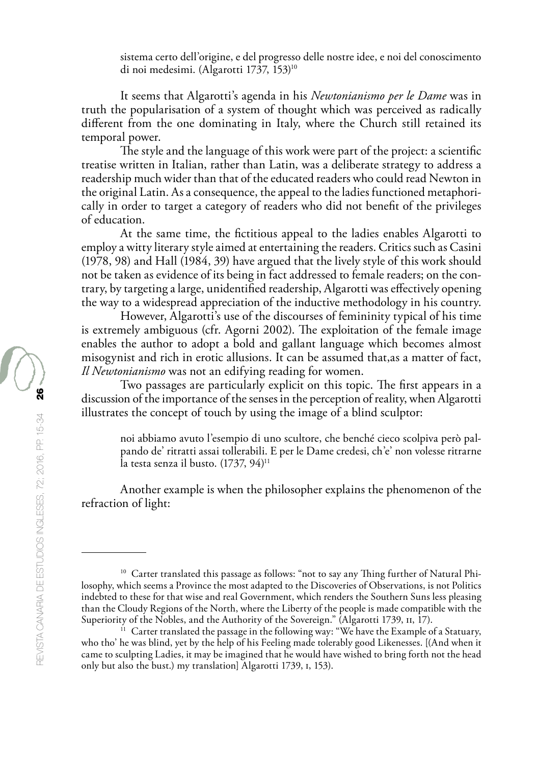> sistema certo dell'origine, e del progresso delle nostre idee, e noi del conoscimento di noi medesimi. (Algarotti 1737, 153)[10]

It seems that Algarotti's agenda in his *Newtonianismo per le Dame* was in truth the popularisation of a system of thought which was perceived as radically different from the one dominating in Italy, where the Church still retained its temporal power.

The style and the language of this work were part of the project: a scientific treatise written in Italian, rather than Latin, was a deliberate strategy to address a readership much wider than that of the educated readers who could read Newton in the original Latin. As a consequence, the appeal to the ladies functioned metaphorically in order to target a category of readers who did not benefit of the privileges of education.

At the same time, the fictitious appeal to the ladies enables Algarotti to employ a witty literary style aimed at entertaining the readers. Critics such as Casini (1978, 98) and Hall (1984, 39) have argued that the lively style of this work should not be taken as evidence of its being in fact addressed to female readers; on the contrary, by targeting a large, unidentified readership, Algarotti was effectively opening the way to a widespread appreciation of the inductive methodology in his country.

However, Algarotti's use of the discourses of femininity typical of his time is extremely ambiguous (cfr. Agorni 2002). The exploitation of the female image enables the author to adopt a bold and gallant language which becomes almost misogynist and rich in erotic allusions. It can be assumed that,as a matter of fact, *Il Newtonianismo* was not an edifying reading for women.

Two passages are particularly explicit on this topic. The first appears in a discussion of the importance of the senses in the perception of reality, when Algarotti illustrates the concept of touch by using the image of a blind sculptor:

> noi abbiamo avuto l'esempio di uno scultore, che benché cieco scolpiva però palpando de' ritratti assai tollerabili. E per le Dame credesi, ch'e' non volesse ritrarne la testa senza il busto. (1737, 94)[11]

Another example is when the philosopher explains the phenomenon of the refraction of light:

---

[10] Carter translated this passage as follows: "not to say any Thing further of Natural Philosophy, which seems a Province the most adapted to the Discoveries of Observations, is not Politics indebted to these for that wise and real Government, which renders the Southern Suns less pleasing than the Cloudy Regions of the North, where the Liberty of the people is made compatible with the Superiority of the Nobles, and the Authority of the Sovereign." (Algarotti 1739, II, 17).

[11] Carter translated the passage in the following way: "We have the Example of a Statuary, who tho' he was blind, yet by the help of his Feeling made tolerably good Likenesses. [(And when it came to sculpting Ladies, it may be imagined that he would have wished to bring forth not the head only but also the bust.) my translation] Algarotti 1739, I, 153).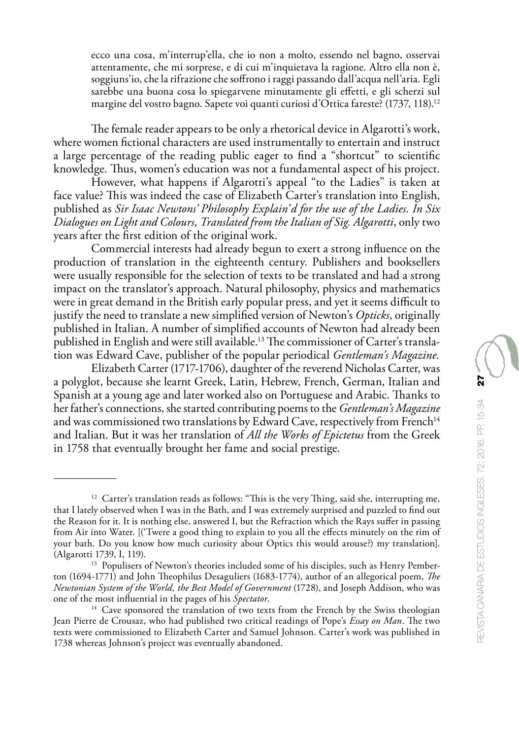> ecco una cosa, m'interrup'ella, che io non a molto, essendo nel bagno, osservai attentamente, che mi sorprese, e di cui m'inquietava la ragione. Altro ella non è, soggiuns'io, che la rifrazione che soffrono i raggi passando dall'acqua nell'aria. Egli sarebbe una buona cosa lo spiegarvene minutamente gli effetti, e gli scherzi sul margine del vostro bagno. Sapete voi quanti curiosi d'Ottica fareste? (1737, 118).[12]

The female reader appears to be only a rhetorical device in Algarotti's work, where women fictional characters are used instrumentally to entertain and instruct a large percentage of the reading public eager to find a "shortcut" to scientific knowledge. Thus, women's education was not a fundamental aspect of his project.

However, what happens if Algarotti's appeal "to the Ladies" is taken at face value? This was indeed the case of Elizabeth Carter's translation into English, published as *Sir Isaac Newtons' Philosophy Explain'd for the use of the Ladies. In Six Dialogues on Light and Colours, Translated from the Italian of Sig. Algarotti*, only two years after the first edition of the original work.

Commercial interests had already begun to exert a strong influence on the production of translation in the eighteenth century. Publishers and booksellers were usually responsible for the selection of texts to be translated and had a strong impact on the translator's approach. Natural philosophy, physics and mathematics were in great demand in the British early popular press, and yet it seems difficult to justify the need to translate a new simplified version of Newton's *Opticks*, originally published in Italian. A number of simplified accounts of Newton had already been published in English and were still available.[13] The commissioner of Carter's translation was Edward Cave, publisher of the popular periodical *Gentleman's Magazine.*

Elizabeth Carter (1717-1706), daughter of the reverend Nicholas Carter, was a polyglot, because she learnt Greek, Latin, Hebrew, French, German, Italian and Spanish at a young age and later worked also on Portuguese and Arabic. Thanks to her father's connections, she started contributing poems to the *Gentleman's Magazine* and was commissioned two translations by Edward Cave, respectively from French[14] and Italian. But it was her translation of *All the Works of Epictetus* from the Greek in 1758 that eventually brought her fame and social prestige.

---

[12] Carter's translation reads as follows: "This is the very Thing, said she, interrupting me, that I lately observed when I was in the Bath, and I was extremely surprised and puzzled to find out the Reason for it. It is nothing else, answered I, but the Refraction which the Rays suffer in passing from Air into Water. [('Twere a good thing to explain to you all the effects minutely on the rim of your bath. Do you know how much curiosity about Optics this would arouse?) my translation]. (Algarotti 1739, I, 119).

[13] Populisers of Newton's theories included some of his disciples, such as Henry Pemberton (1694-1771) and John Theophilus Desaguliers (1683-1774), author of an allegorical poem, *The Newtonian System of the World, the Best Model of Government* (1728), and Joseph Addison, who was one of the most influential in the pages of his *Spectator*.

[14] Cave sponsored the translation of two texts from the French by the Swiss theologian Jean Pierre de Crousaz, who had published two critical readings of Pope's *Essay on Man*. The two texts were commissioned to Elizabeth Carter and Samuel Johnson. Carter's work was published in 1738 whereas Johnson's project was eventually abandoned.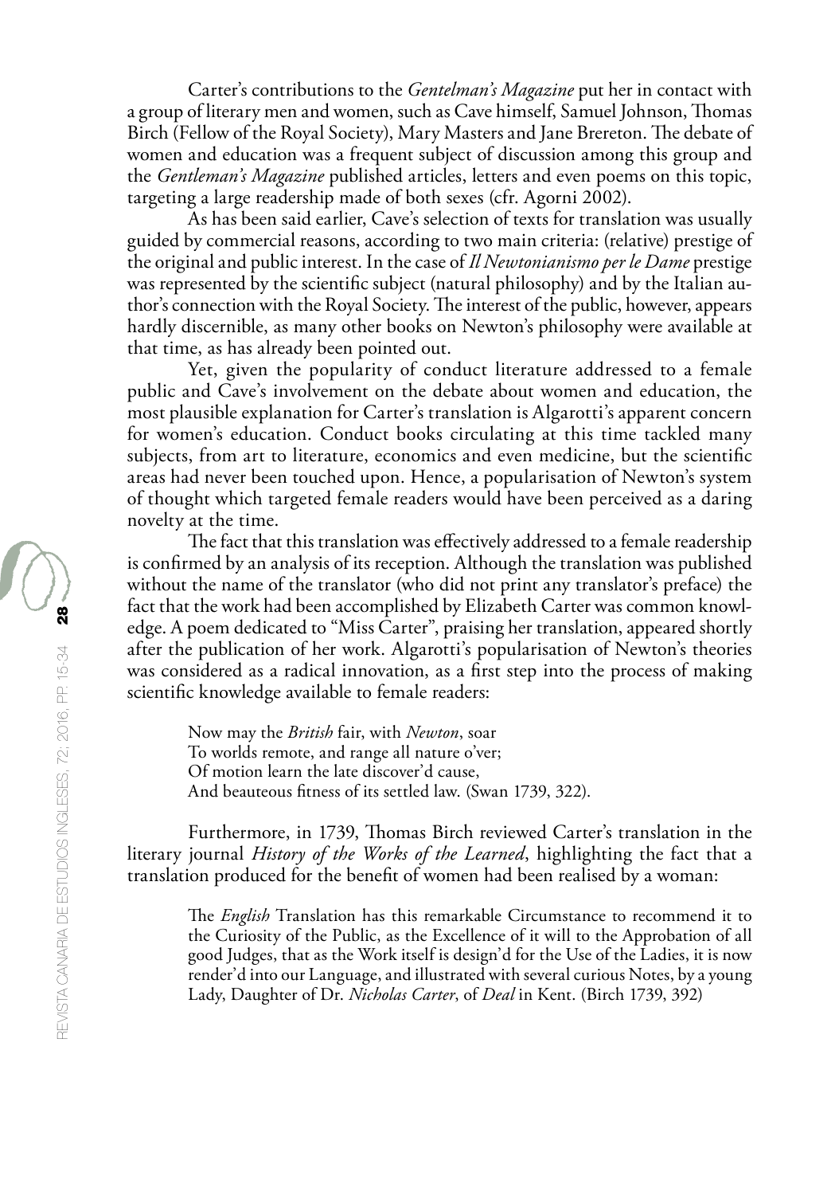Carter's contributions to the *Gentelman's Magazine* put her in contact with a group of literary men and women, such as Cave himself, Samuel Johnson, Thomas Birch (Fellow of the Royal Society), Mary Masters and Jane Brereton. The debate of women and education was a frequent subject of discussion among this group and the *Gentleman's Magazine* published articles, letters and even poems on this topic, targeting a large readership made of both sexes (cfr. Agorni 2002).

As has been said earlier, Cave's selection of texts for translation was usually guided by commercial reasons, according to two main criteria: (relative) prestige of the original and public interest. In the case of *Il Newtonianismo per le Dame* prestige was represented by the scientific subject (natural philosophy) and by the Italian author's connection with the Royal Society. The interest of the public, however, appears hardly discernible, as many other books on Newton's philosophy were available at that time, as has already been pointed out.

Yet, given the popularity of conduct literature addressed to a female public and Cave's involvement on the debate about women and education, the most plausible explanation for Carter's translation is Algarotti's apparent concern for women's education. Conduct books circulating at this time tackled many subjects, from art to literature, economics and even medicine, but the scientific areas had never been touched upon. Hence, a popularisation of Newton's system of thought which targeted female readers would have been perceived as a daring novelty at the time.

The fact that this translation was effectively addressed to a female readership is confirmed by an analysis of its reception. Although the translation was published without the name of the translator (who did not print any translator's preface) the fact that the work had been accomplished by Elizabeth Carter was common knowledge. A poem dedicated to "Miss Carter", praising her translation, appeared shortly after the publication of her work. Algarotti's popularisation of Newton's theories was considered as a radical innovation, as a first step into the process of making scientific knowledge available to female readers:

> Now may the *British* fair, with *Newton*, soar
> To worlds remote, and range all nature o'ver;
> Of motion learn the late discover'd cause,
> And beauteous fitness of its settled law. (Swan 1739, 322).

Furthermore, in 1739, Thomas Birch reviewed Carter's translation in the literary journal *History of the Works of the Learned*, highlighting the fact that a translation produced for the benefit of women had been realised by a woman:

> The *English* Translation has this remarkable Circumstance to recommend it to the Curiosity of the Public, as the Excellence of it will to the Approbation of all good Judges, that as the Work itself is design'd for the Use of the Ladies, it is now render'd into our Language, and illustrated with several curious Notes, by a young Lady, Daughter of Dr. *Nicholas Carter*, of *Deal* in Kent. (Birch 1739, 392)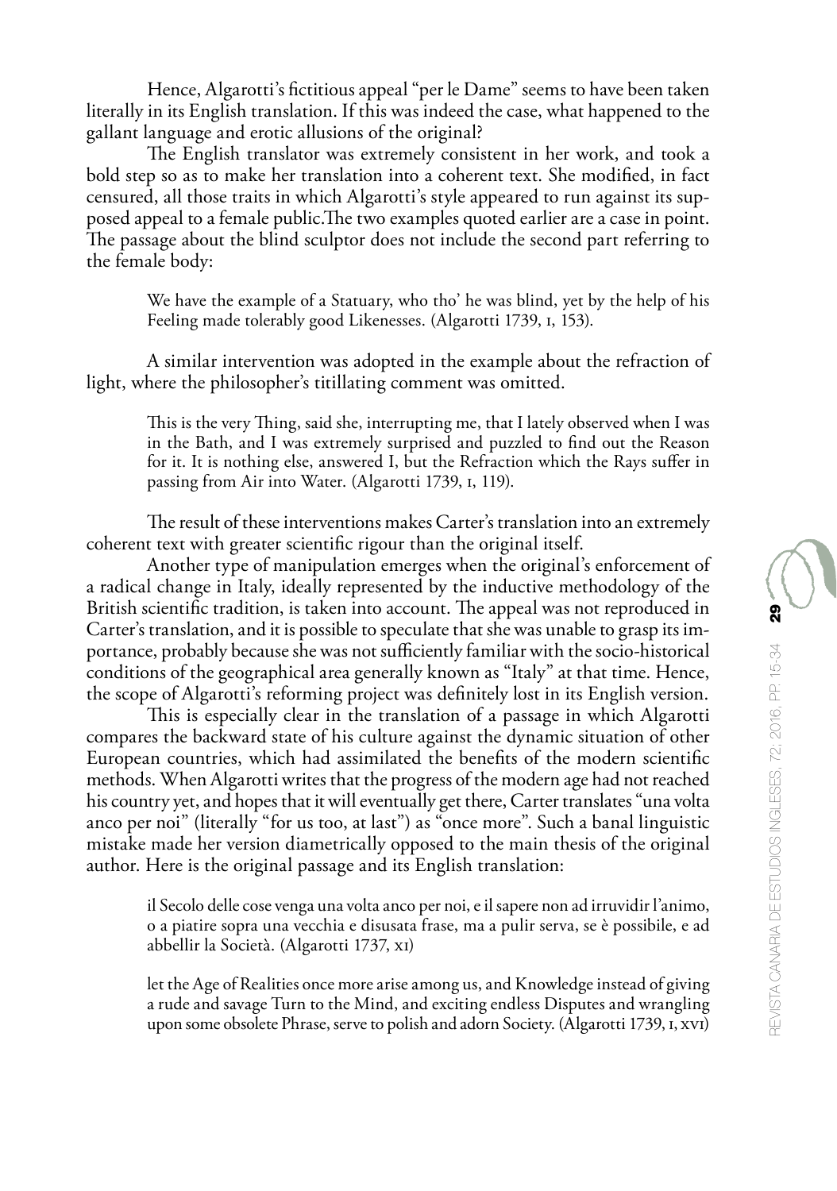Hence, Algarotti's fictitious appeal "per le Dame" seems to have been taken literally in its English translation. If this was indeed the case, what happened to the gallant language and erotic allusions of the original?

The English translator was extremely consistent in her work, and took a bold step so as to make her translation into a coherent text. She modified, in fact censured, all those traits in which Algarotti's style appeared to run against its supposed appeal to a female public.The two examples quoted earlier are a case in point. The passage about the blind sculptor does not include the second part referring to the female body:

> We have the example of a Statuary, who tho' he was blind, yet by the help of his Feeling made tolerably good Likenesses. (Algarotti 1739, I, 153).

A similar intervention was adopted in the example about the refraction of light, where the philosopher's titillating comment was omitted.

> This is the very Thing, said she, interrupting me, that I lately observed when I was in the Bath, and I was extremely surprised and puzzled to find out the Reason for it. It is nothing else, answered I, but the Refraction which the Rays suffer in passing from Air into Water. (Algarotti 1739, I, 119).

The result of these interventions makes Carter's translation into an extremely coherent text with greater scientific rigour than the original itself.

Another type of manipulation emerges when the original's enforcement of a radical change in Italy, ideally represented by the inductive methodology of the British scientific tradition, is taken into account. The appeal was not reproduced in Carter's translation, and it is possible to speculate that she was unable to grasp its importance, probably because she was not sufficiently familiar with the socio-historical conditions of the geographical area generally known as "Italy" at that time. Hence, the scope of Algarotti's reforming project was definitely lost in its English version.

This is especially clear in the translation of a passage in which Algarotti compares the backward state of his culture against the dynamic situation of other European countries, which had assimilated the benefits of the modern scientific methods. When Algarotti writes that the progress of the modern age had not reached his country yet, and hopes that it will eventually get there, Carter translates "una volta anco per noi" (literally "for us too, at last") as "once more". Such a banal linguistic mistake made her version diametrically opposed to the main thesis of the original author. Here is the original passage and its English translation:

> il Secolo delle cose venga una volta anco per noi, e il sapere non ad irruvidir l'animo, o a piatire sopra una vecchia e disusata frase, ma a pulir serva, se è possibile, e ad abbellir la Società. (Algarotti 1737, XI)

> let the Age of Realities once more arise among us, and Knowledge instead of giving a rude and savage Turn to the Mind, and exciting endless Disputes and wrangling upon some obsolete Phrase, serve to polish and adorn Society. (Algarotti 1739, I, XVI)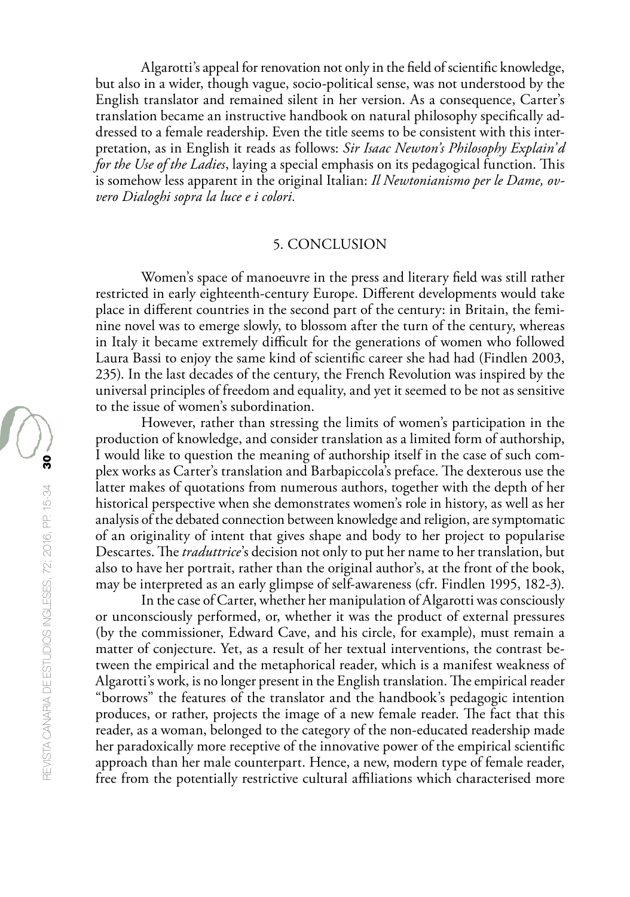Algarotti's appeal for renovation not only in the field of scientific knowledge, but also in a wider, though vague, socio-political sense, was not understood by the English translator and remained silent in her version. As a consequence, Carter's translation became an instructive handbook on natural philosophy specifically addressed to a female readership. Even the title seems to be consistent with this interpretation, as in English it reads as follows: *Sir Isaac Newton's Philosophy Explain'd for the Use of the Ladies*, laying a special emphasis on its pedagogical function. This is somehow less apparent in the original Italian: *Il Newtonianismo per le Dame, ovvero Dialoghi sopra la luce e i colori.*

## 5. CONCLUSION

Women's space of manoeuvre in the press and literary field was still rather restricted in early eighteenth-century Europe. Different developments would take place in different countries in the second part of the century: in Britain, the feminine novel was to emerge slowly, to blossom after the turn of the century, whereas in Italy it became extremely difficult for the generations of women who followed Laura Bassi to enjoy the same kind of scientific career she had had (Findlen 2003, 235). In the last decades of the century, the French Revolution was inspired by the universal principles of freedom and equality, and yet it seemed to be not as sensitive to the issue of women's subordination.

However, rather than stressing the limits of women's participation in the production of knowledge, and consider translation as a limited form of authorship, I would like to question the meaning of authorship itself in the case of such complex works as Carter's translation and Barbapiccola's preface. The dexterous use the latter makes of quotations from numerous authors, together with the depth of her historical perspective when she demonstrates women's role in history, as well as her analysis of the debated connection between knowledge and religion, are symptomatic of an originality of intent that gives shape and body to her project to popularise Descartes. The *traduttrice*'s decision not only to put her name to her translation, but also to have her portrait, rather than the original author's, at the front of the book, may be interpreted as an early glimpse of self-awareness (cfr. Findlen 1995, 182-3).

In the case of Carter, whether her manipulation of Algarotti was consciously or unconsciously performed, or, whether it was the product of external pressures (by the commissioner, Edward Cave, and his circle, for example), must remain a matter of conjecture. Yet, as a result of her textual interventions, the contrast between the empirical and the metaphorical reader, which is a manifest weakness of Algarotti's work, is no longer present in the English translation. The empirical reader "borrows" the features of the translator and the handbook's pedagogic intention produces, or rather, projects the image of a new female reader. The fact that this reader, as a woman, belonged to the category of the non-educated readership made her paradoxically more receptive of the innovative power of the empirical scientific approach than her male counterpart. Hence, a new, modern type of female reader, free from the potentially restrictive cultural affiliations which characterised more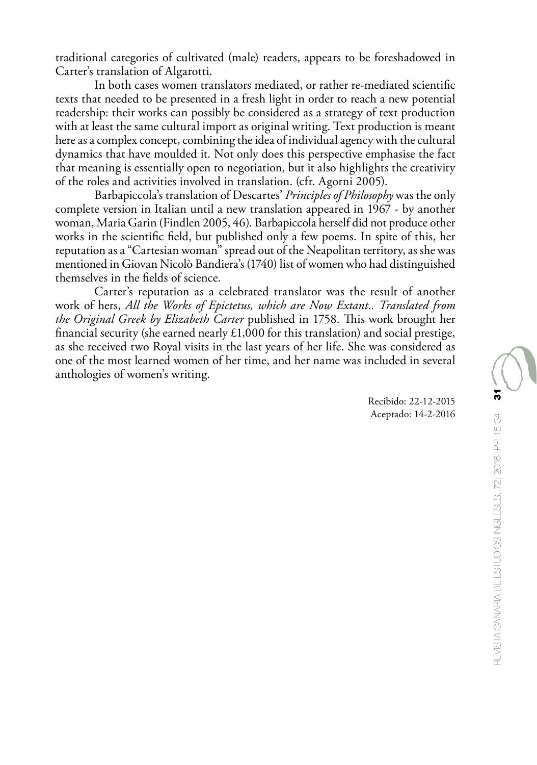traditional categories of cultivated (male) readers, appears to be foreshadowed in Carter's translation of Algarotti.

In both cases women translators mediated, or rather re-mediated scientific texts that needed to be presented in a fresh light in order to reach a new potential readership: their works can possibly be considered as a strategy of text production with at least the same cultural import as original writing. Text production is meant here as a complex concept, combining the idea of individual agency with the cultural dynamics that have moulded it. Not only does this perspective emphasise the fact that meaning is essentially open to negotiation, but it also highlights the creativity of the roles and activities involved in translation. (cfr. Agorni 2005).

Barbapiccola's translation of Descartes' *Principles of Philosophy* was the only complete version in Italian until a new translation appeared in 1967 - by another woman, Maria Garin (Findlen 2005, 46). Barbapiccola herself did not produce other works in the scientific field, but published only a few poems. In spite of this, her reputation as a "Cartesian woman" spread out of the Neapolitan territory, as she was mentioned in Giovan Nicolò Bandiera's (1740) list of women who had distinguished themselves in the fields of science.

Carter's reputation as a celebrated translator was the result of another work of hers, *All the Works of Epictetus, which are Now Extant.. Translated from the Original Greek by Elizabeth Carter* published in 1758. This work brought her financial security (she earned nearly £1,000 for this translation) and social prestige, as she received two Royal visits in the last years of her life. She was considered as one of the most learned women of her time, and her name was included in several anthologies of women's writing.

Recibido: 22-12-2015
Aceptado: 14-2-2016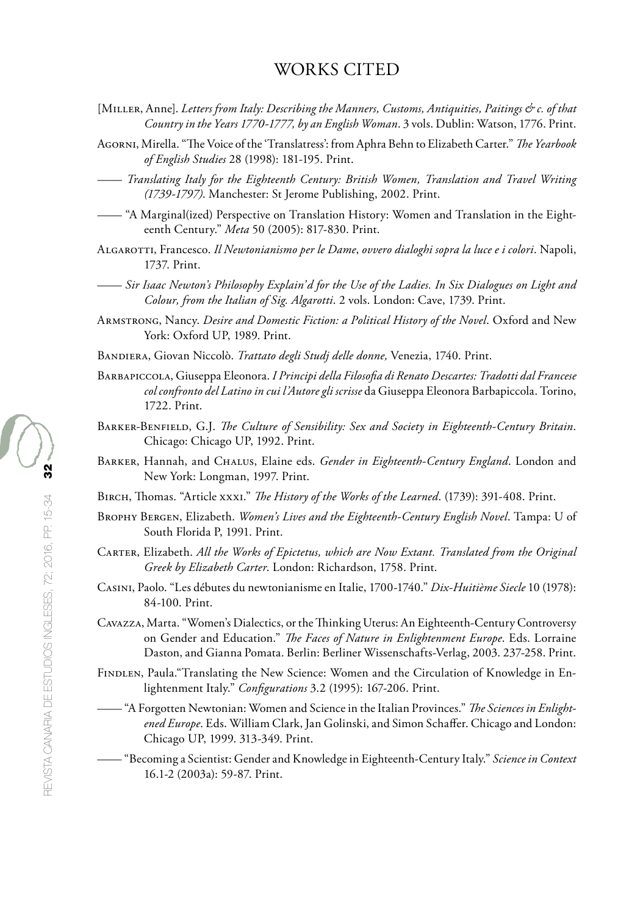# WORKS CITED

[Miller, Anne]. *Letters from Italy: Describing the Manners, Customs, Antiquities, Paitings & c. of that Country in the Years 1770-1777, by an English Woman*. 3 vols. Dublin: Watson, 1776. Print.

Agorni, Mirella. "The Voice of the 'Translatress': from Aphra Behn to Elizabeth Carter." *The Yearbook of English Studies* 28 (1998): 181-195. Print.

—— *Translating Italy for the Eighteenth Century: British Women, Translation and Travel Writing (1739-1797)*. Manchester: St Jerome Publishing, 2002. Print.

—— "A Marginal(ized) Perspective on Translation History: Women and Translation in the Eighteenth Century." *Meta* 50 (2005): 817-830. Print.

Algarotti, Francesco. *Il Newtonianismo per le Dame, ovvero dialoghi sopra la luce e i colori*. Napoli, 1737. Print.

—— *Sir Isaac Newton's Philosophy Explain'd for the Use of the Ladies. In Six Dialogues on Light and Colour, from the Italian of Sig. Algarotti*. 2 vols. London: Cave, 1739. Print.

Armstrong, Nancy. *Desire and Domestic Fiction: a Political History of the Novel*. Oxford and New York: Oxford UP, 1989. Print.

Bandiera, Giovan Niccolò. *Trattato degli Studj delle donne,* Venezia, 1740. Print.

Barbapiccola, Giuseppa Eleonora. *I Principi della Filosofia di Renato Descartes: Tradotti dal Francese col confronto del Latino in cui l'Autore gli scrisse* da Giuseppa Eleonora Barbapiccola. Torino, 1722. Print.

Barker-Benfield, G.J. *The Culture of Sensibility: Sex and Society in Eighteenth-Century Britain*. Chicago: Chicago UP, 1992. Print.

Barker, Hannah, and Chalus, Elaine eds. *Gender in Eighteenth-Century England*. London and New York: Longman, 1997. Print.

Birch, Thomas. "Article xxxi." *The History of the Works of the Learned*. (1739): 391-408. Print.

Brophy Bergen, Elizabeth. *Women's Lives and the Eighteenth-Century English Novel*. Tampa: U of South Florida P, 1991. Print.

Carter, Elizabeth. *All the Works of Epictetus, which are Now Extant. Translated from the Original Greek by Elizabeth Carter*. London: Richardson, 1758. Print.

Casini, Paolo. "Les débutes du newtonianisme en Italie, 1700-1740." *Dix-Huitième Siecle* 10 (1978): 84-100. Print.

Cavazza, Marta. "Women's Dialectics, or the Thinking Uterus: An Eighteenth-Century Controversy on Gender and Education." *The Faces of Nature in Enlightenment Europe*. Eds. Lorraine Daston, and Gianna Pomata. Berlin: Berliner Wissenschafts-Verlag, 2003. 237-258. Print.

Findlen, Paula."Translating the New Science: Women and the Circulation of Knowledge in Enlightenment Italy." *Configurations* 3.2 (1995): 167-206. Print.

—— "A Forgotten Newtonian: Women and Science in the Italian Provinces." *The Sciences in Enlightened Europe*. Eds. William Clark, Jan Golinski, and Simon Schaffer. Chicago and London: Chicago UP, 1999. 313-349. Print.

—— "Becoming a Scientist: Gender and Knowledge in Eighteenth-Century Italy." *Science in Context* 16.1-2 (2003a): 59-87. Print.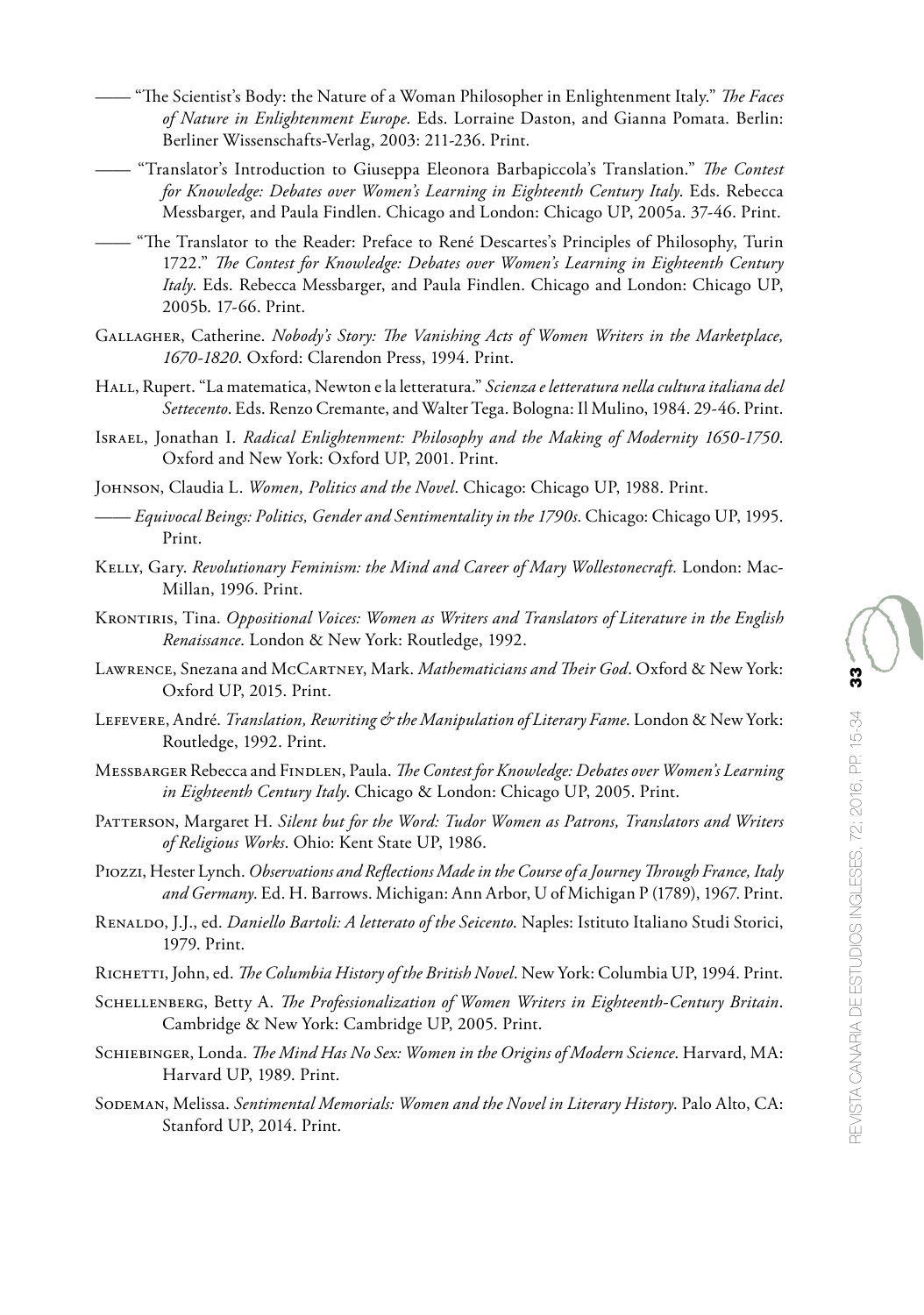—— "The Scientist's Body: the Nature of a Woman Philosopher in Enlightenment Italy." *The Faces of Nature in Enlightenment Europe*. Eds. Lorraine Daston, and Gianna Pomata. Berlin: Berliner Wissenschafts-Verlag, 2003: 211-236. Print.

—— "Translator's Introduction to Giuseppa Eleonora Barbapiccola's Translation." *The Contest for Knowledge: Debates over Women's Learning in Eighteenth Century Italy*. Eds. Rebecca Messbarger, and Paula Findlen. Chicago and London: Chicago UP, 2005a. 37-46. Print.

—— "The Translator to the Reader: Preface to René Descartes's Principles of Philosophy, Turin 1722." *The Contest for Knowledge: Debates over Women's Learning in Eighteenth Century Italy*. Eds. Rebecca Messbarger, and Paula Findlen. Chicago and London: Chicago UP, 2005b. 17-66. Print.

Gallagher, Catherine. *Nobody's Story: The Vanishing Acts of Women Writers in the Marketplace, 1670-1820*. Oxford: Clarendon Press, 1994. Print.

Hall, Rupert. "La matematica, Newton e la letteratura." *Scienza e letteratura nella cultura italiana del Settecento*. Eds. Renzo Cremante, and Walter Tega. Bologna: Il Mulino, 1984. 29-46. Print.

Israel, Jonathan I. *Radical Enlightenment: Philosophy and the Making of Modernity 1650-1750*. Oxford and New York: Oxford UP, 2001. Print.

Johnson, Claudia L. *Women, Politics and the Novel*. Chicago: Chicago UP, 1988. Print.

—— *Equivocal Beings: Politics, Gender and Sentimentality in the 1790s*. Chicago: Chicago UP, 1995. Print.

Kelly, Gary. *Revolutionary Feminism: the Mind and Career of Mary Wollestonecraft.* London: MacMillan, 1996. Print.

Krontiris, Tina. *Oppositional Voices: Women as Writers and Translators of Literature in the English Renaissance*. London & New York: Routledge, 1992.

Lawrence, Snezana and McCartney, Mark. *Mathematicians and Their God*. Oxford & New York: Oxford UP, 2015. Print.

Lefevere, André. *Translation, Rewriting & the Manipulation of Literary Fame*. London & New York: Routledge, 1992. Print.

Messbarger Rebecca and Findlen, Paula. *The Contest for Knowledge: Debates over Women's Learning in Eighteenth Century Italy*. Chicago & London: Chicago UP, 2005. Print.

Patterson, Margaret H. *Silent but for the Word: Tudor Women as Patrons, Translators and Writers of Religious Works*. Ohio: Kent State UP, 1986.

Piozzi, Hester Lynch. *Observations and Reflections Made in the Course of a Journey Through France, Italy and Germany*. Ed. H. Barrows. Michigan: Ann Arbor, U of Michigan P (1789), 1967. Print.

Renaldo, J.J., ed. *Daniello Bartoli: A letterato of the Seicento*. Naples: Istituto Italiano Studi Storici, 1979. Print.

Richetti, John, ed. *The Columbia History of the British Novel*. New York: Columbia UP, 1994. Print.

Schellenberg, Betty A. *The Professionalization of Women Writers in Eighteenth-Century Britain*. Cambridge & New York: Cambridge UP, 2005. Print.

Schiebinger, Londa. *The Mind Has No Sex: Women in the Origins of Modern Science*. Harvard, MA: Harvard UP, 1989. Print.

Sodeman, Melissa. *Sentimental Memorials: Women and the Novel in Literary History*. Palo Alto, CA: Stanford UP, 2014. Print.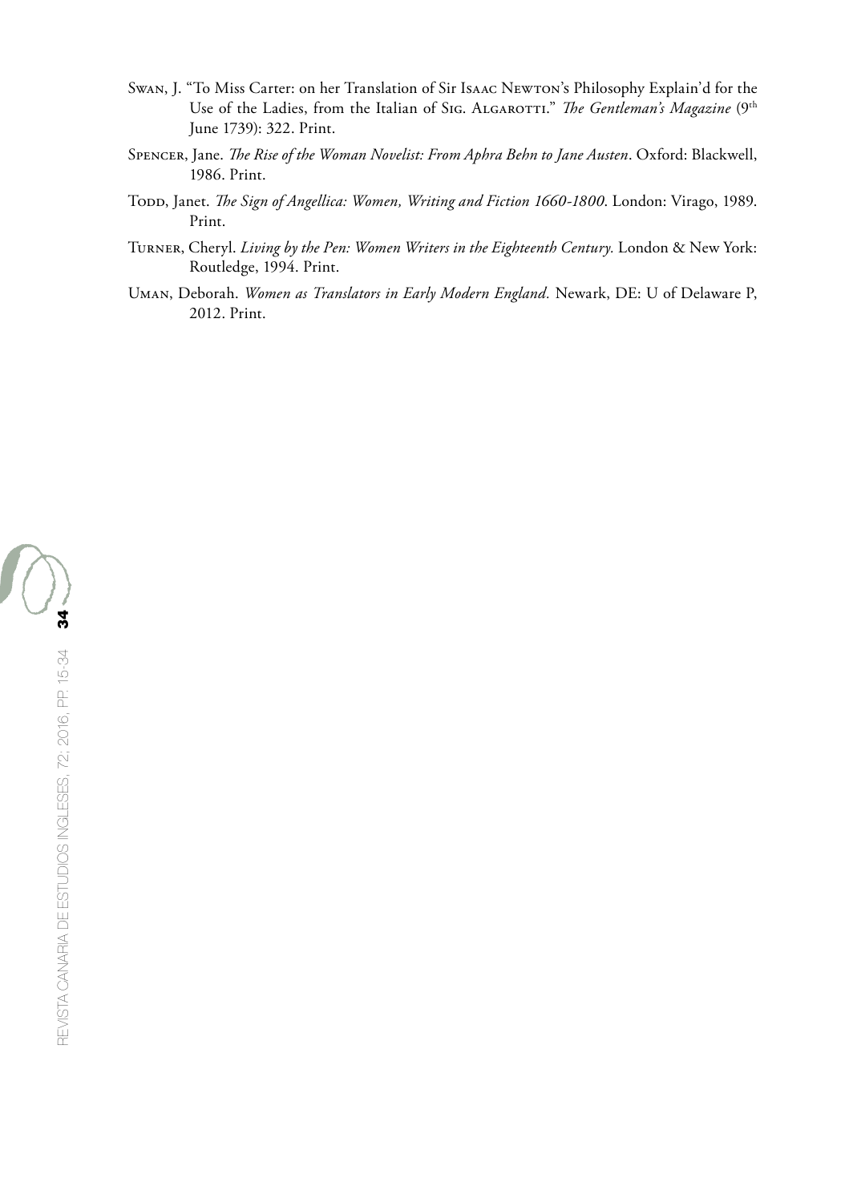Swan, J. "To Miss Carter: on her Translation of Sir Isaac Newton's Philosophy Explain'd for the Use of the Ladies, from the Italian of Sig. Algarotti." *The Gentleman's Magazine* (9th June 1739): 322. Print.

Spencer, Jane. *The Rise of the Woman Novelist: From Aphra Behn to Jane Austen*. Oxford: Blackwell, 1986. Print.

Todd, Janet. *The Sign of Angellica: Women, Writing and Fiction 1660-1800*. London: Virago, 1989. Print.

Turner, Cheryl. *Living by the Pen: Women Writers in the Eighteenth Century.* London & New York: Routledge, 1994. Print.

Uman, Deborah. *Women as Translators in Early Modern England.* Newark, DE: U of Delaware P, 2012. Print.